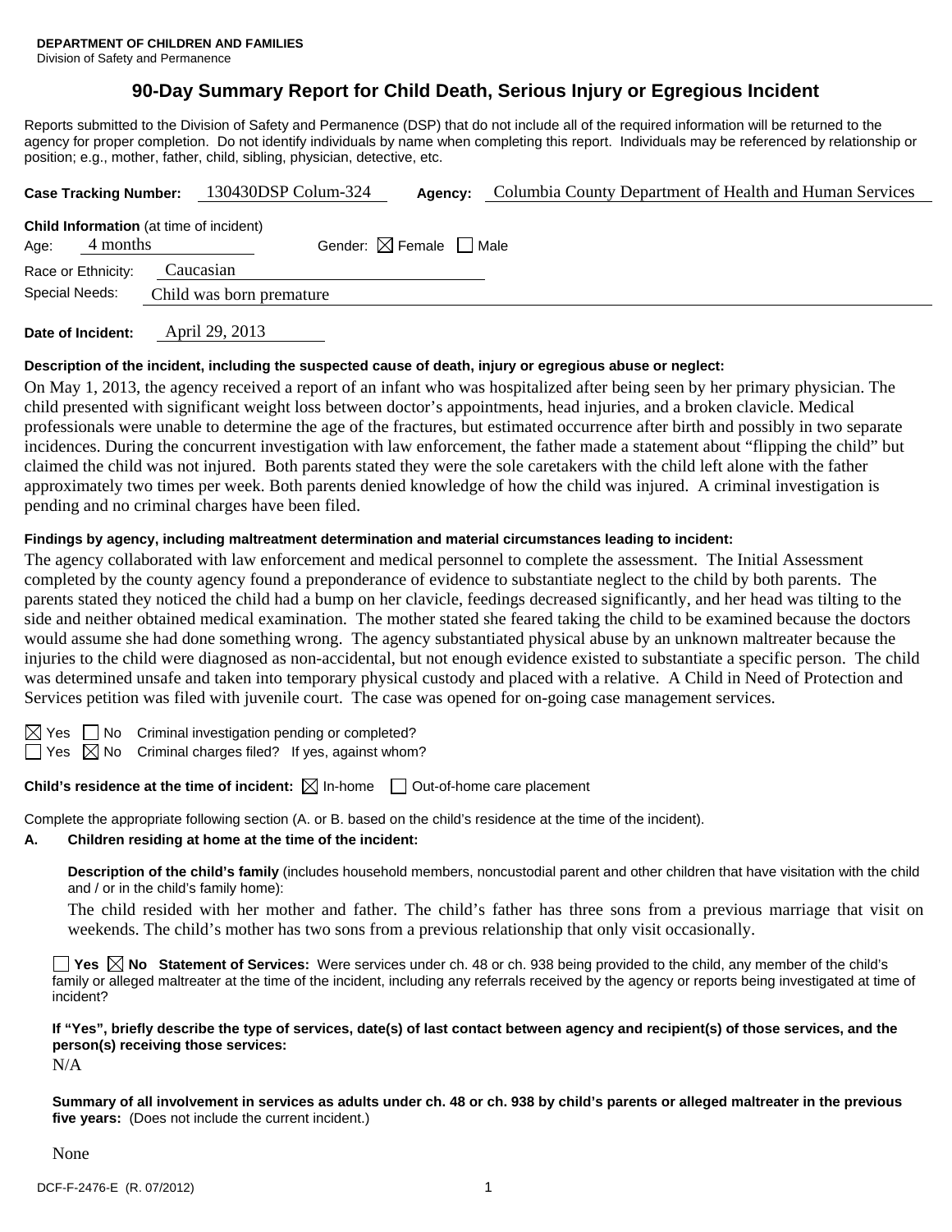**DEPARTMENT OF CHILDREN AND FAMILIES**
Division of Safety and Permanence

# 90-Day Summary Report for Child Death, Serious Injury or Egregious Incident

Reports submitted to the Division of Safety and Permanence (DSP) that do not include all of the required information will be returned to the agency for proper completion. Do not identify individuals by name when completing this report. Individuals may be referenced by relationship or position; e.g., mother, father, child, sibling, physician, detective, etc.

**Case Tracking Number:** 130430DSP Colum-324 **Agency:** Columbia County Department of Health and Human Services

**Child Information** (at time of incident)
Age: 4 months Gender: ☒ Female ☐ Male
Race or Ethnicity: Caucasian
Special Needs: Child was born premature

**Date of Incident:** April 29, 2013

**Description of the incident, including the suspected cause of death, injury or egregious abuse or neglect:**

On May 1, 2013, the agency received a report of an infant who was hospitalized after being seen by her primary physician. The child presented with significant weight loss between doctor's appointments, head injuries, and a broken clavicle. Medical professionals were unable to determine the age of the fractures, but estimated occurrence after birth and possibly in two separate incidences. During the concurrent investigation with law enforcement, the father made a statement about "flipping the child" but claimed the child was not injured. Both parents stated they were the sole caretakers with the child left alone with the father approximately two times per week. Both parents denied knowledge of how the child was injured. A criminal investigation is pending and no criminal charges have been filed.

**Findings by agency, including maltreatment determination and material circumstances leading to incident:**

The agency collaborated with law enforcement and medical personnel to complete the assessment. The Initial Assessment completed by the county agency found a preponderance of evidence to substantiate neglect to the child by both parents. The parents stated they noticed the child had a bump on her clavicle, feedings decreased significantly, and her head was tilting to the side and neither obtained medical examination. The mother stated she feared taking the child to be examined because the doctors would assume she had done something wrong. The agency substantiated physical abuse by an unknown maltreater because the injuries to the child were diagnosed as non-accidental, but not enough evidence existed to substantiate a specific person. The child was determined unsafe and taken into temporary physical custody and placed with a relative. A Child in Need of Protection and Services petition was filed with juvenile court. The case was opened for on-going case management services.

☒ Yes ☐ No Criminal investigation pending or completed?
☐ Yes ☒ No Criminal charges filed? If yes, against whom?

**Child's residence at the time of incident:** ☒ In-home ☐ Out-of-home care placement

Complete the appropriate following section (A. or B. based on the child's residence at the time of the incident).

**A. Children residing at home at the time of the incident:**

**Description of the child's family** (includes household members, noncustodial parent and other children that have visitation with the child and / or in the child's family home):

The child resided with her mother and father. The child's father has three sons from a previous marriage that visit on weekends. The child's mother has two sons from a previous relationship that only visit occasionally.

☐ **Yes** ☒ **No** **Statement of Services:** Were services under ch. 48 or ch. 938 being provided to the child, any member of the child's family or alleged maltreater at the time of the incident, including any referrals received by the agency or reports being investigated at time of incident?

**If "Yes", briefly describe the type of services, date(s) of last contact between agency and recipient(s) of those services, and the person(s) receiving those services:**

N/A

**Summary of all involvement in services as adults under ch. 48 or ch. 938 by child's parents or alleged maltreater in the previous five years:** (Does not include the current incident.)

None

DCF-F-2476-E (R. 07/2012)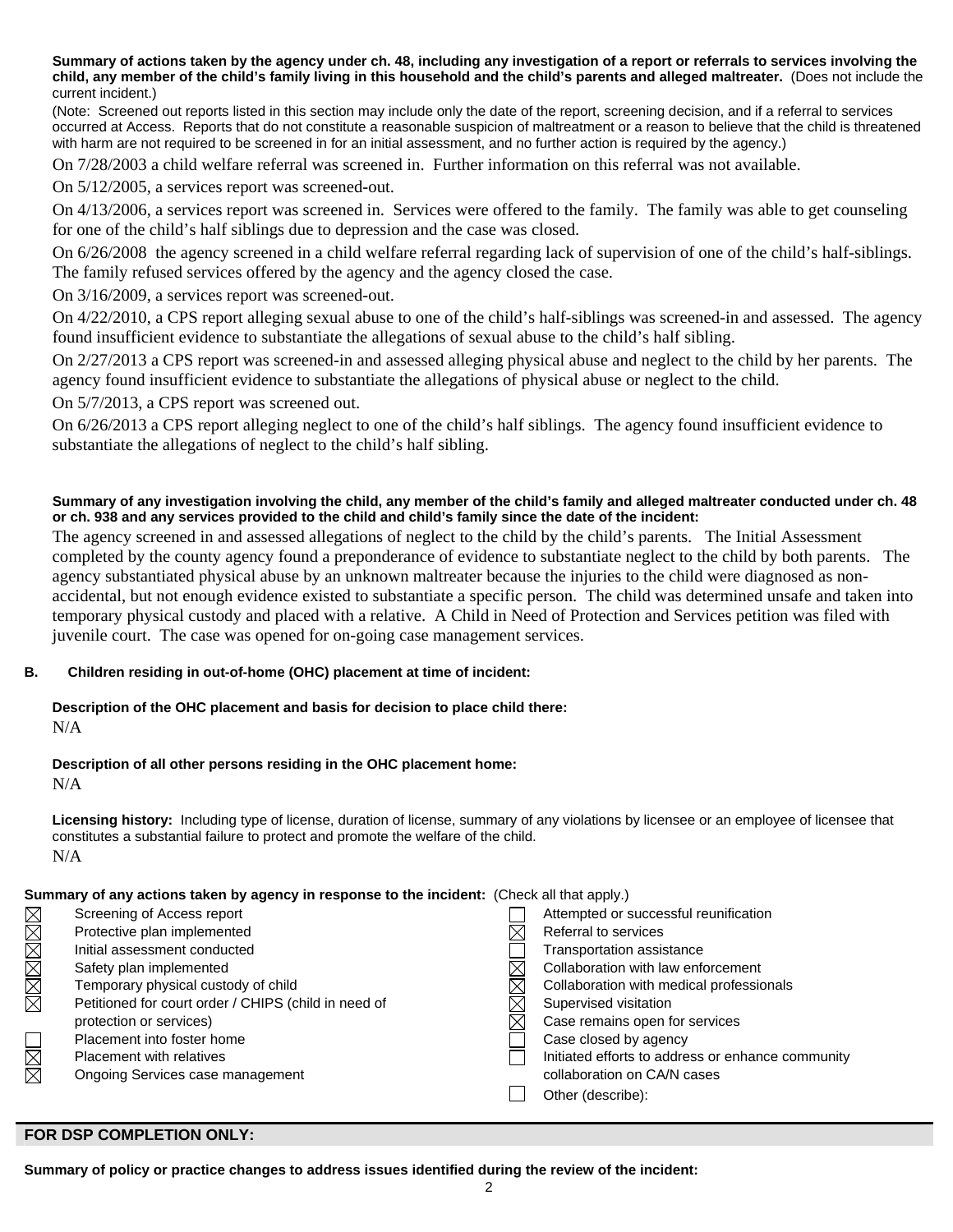**Summary of actions taken by the agency under ch. 48, including any investigation of a report or referrals to services involving the child, any member of the child's family living in this household and the child's parents and alleged maltreater.** (Does not include the current incident.)

(Note: Screened out reports listed in this section may include only the date of the report, screening decision, and if a referral to services occurred at Access. Reports that do not constitute a reasonable suspicion of maltreatment or a reason to believe that the child is threatened with harm are not required to be screened in for an initial assessment, and no further action is required by the agency.)

On 7/28/2003 a child welfare referral was screened in. Further information on this referral was not available.

On 5/12/2005, a services report was screened-out.

On 4/13/2006, a services report was screened in. Services were offered to the family. The family was able to get counseling for one of the child's half siblings due to depression and the case was closed.

On 6/26/2008 the agency screened in a child welfare referral regarding lack of supervision of one of the child's half-siblings. The family refused services offered by the agency and the agency closed the case.

On 3/16/2009, a services report was screened-out.

On 4/22/2010, a CPS report alleging sexual abuse to one of the child's half-siblings was screened-in and assessed. The agency found insufficient evidence to substantiate the allegations of sexual abuse to the child's half sibling.

On 2/27/2013 a CPS report was screened-in and assessed alleging physical abuse and neglect to the child by her parents. The agency found insufficient evidence to substantiate the allegations of physical abuse or neglect to the child.

On 5/7/2013, a CPS report was screened out.

On 6/26/2013 a CPS report alleging neglect to one of the child's half siblings. The agency found insufficient evidence to substantiate the allegations of neglect to the child's half sibling.

**Summary of any investigation involving the child, any member of the child's family and alleged maltreater conducted under ch. 48 or ch. 938 and any services provided to the child and child's family since the date of the incident:**

The agency screened in and assessed allegations of neglect to the child by the child's parents. The Initial Assessment completed by the county agency found a preponderance of evidence to substantiate neglect to the child by both parents. The agency substantiated physical abuse by an unknown maltreater because the injuries to the child were diagnosed as non-accidental, but not enough evidence existed to substantiate a specific person. The child was determined unsafe and taken into temporary physical custody and placed with a relative. A Child in Need of Protection and Services petition was filed with juvenile court. The case was opened for on-going case management services.

**B. Children residing in out-of-home (OHC) placement at time of incident:**

**Description of the OHC placement and basis for decision to place child there:**
N/A

**Description of all other persons residing in the OHC placement home:**
N/A

**Licensing history:** Including type of license, duration of license, summary of any violations by licensee or an employee of licensee that constitutes a substantial failure to protect and promote the welfare of the child.
N/A

**Summary of any actions taken by agency in response to the incident:** (Check all that apply.)

- [x] Screening of Access report
- [x] Protective plan implemented
- [x] Initial assessment conducted
- [x] Safety plan implemented
- [x] Temporary physical custody of child
- [x] Petitioned for court order / CHIPS (child in need of protection or services)
- [ ] Placement into foster home
- [x] Placement with relatives
- [x] Ongoing Services case management
- [ ] Attempted or successful reunification
- [x] Referral to services
- [ ] Transportation assistance
- [x] Collaboration with law enforcement
- [x] Collaboration with medical professionals
- [x] Supervised visitation
- [x] Case remains open for services
- [ ] Case closed by agency
- [ ] Initiated efforts to address or enhance community collaboration on CA/N cases
- [ ] Other (describe):

**FOR DSP COMPLETION ONLY:**

**Summary of policy or practice changes to address issues identified during the review of the incident:**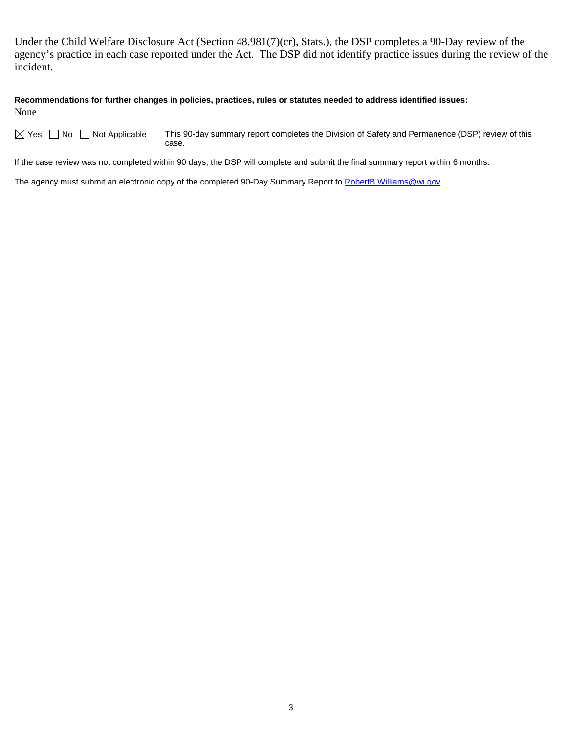Under the Child Welfare Disclosure Act (Section 48.981(7)(cr), Stats.), the DSP completes a 90-Day review of the agency's practice in each case reported under the Act. The DSP did not identify practice issues during the review of the incident.

**Recommendations for further changes in policies, practices, rules or statutes needed to address identified issues:**
None

☒ Yes ☐ No ☐ Not Applicable This 90-day summary report completes the Division of Safety and Permanence (DSP) review of this case.

If the case review was not completed within 90 days, the DSP will complete and submit the final summary report within 6 months.

The agency must submit an electronic copy of the completed 90-Day Summary Report to RobertB.Williams@wi.gov